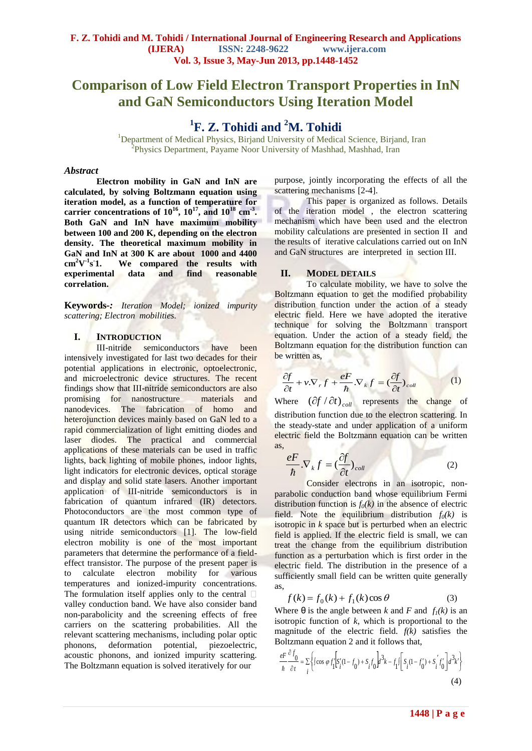# Comparison of Low Field Electron Transport Properties in InN and GaN Semiconductors Using Iteration Model

## [1]F. Z. Tohidi and [2]M. Tohidi

[1]Department of Medical Physics, Birjand University of Medical Science, Birjand, Iran
[2]Physics Department, Payame Noor University of Mashhad, Mashhad, Iran

### *Abstract*

**Electron mobility in GaN and InN are calculated, by solving Boltzmann equation using iteration model, as a function of temperature for carrier concentrations of $10^{16}$, $10^{17}$, and $10^{18}$ $cm^{-3}$. Both GaN and InN have maximum mobility between 100 and 200 K, depending on the electron density. The theoretical maximum mobility in GaN and InN at 300 K are about 1000 and 4400 $cm^2V^{-1}s^{-1}$. We compared the results with experimental data and find reasonable correlation.**

**Keywords-:** *Iteration Model; ionized impurity scattering; Electron mobilities.*

## I. Introduction

III-nitride semiconductors have been intensively investigated for last two decades for their potential applications in electronic, optoelectronic, and microelectronic device structures. The recent findings show that III-nitride semiconductors are also promising for nanostructure materials and nanodevices. The fabrication of homo and heterojunction devices mainly based on GaN led to a rapid commercialization of light emitting diodes and laser diodes. The practical and commercial applications of these materials can be used in traffic lights, back lighting of mobile phones, indoor lights, light indicators for electronic devices, optical storage and display and solid state lasers. Another important application of III-nitride semiconductors is in fabrication of quantum infrared (IR) detectors. Photoconductors are the most common type of quantum IR detectors which can be fabricated by using nitride semiconductors [1]. The low-field electron mobility is one of the most important parameters that determine the performance of a field-effect transistor. The purpose of the present paper is to calculate electron mobility for various temperatures and ionized-impurity concentrations. The formulation itself applies only to the central valley conduction band. We have also consider band non-parabolicity and the screening effects of free carriers on the scattering probabilities. All the relevant scattering mechanisms, including polar optic phonons, deformation potential, piezoelectric, acoustic phonons, and ionized impurity scattering. The Boltzmann equation is solved iteratively for our purpose, jointly incorporating the effects of all the scattering mechanisms [2-4].

This paper is organized as follows. Details of the iteration model , the electron scattering mechanism which have been used and the electron mobility calculations are presented in section II and the results of iterative calculations carried out on InN and GaN structures are interpreted in section III.

## II. Model Details

To calculate mobility, we have to solve the Boltzmann equation to get the modified probability distribution function under the action of a steady electric field. Here we have adopted the iterative technique for solving the Boltzmann transport equation. Under the action of a steady field, the Boltzmann equation for the distribution function can be written as,

$$\frac{\partial f}{\partial t}+v.\nabla_r f+\frac{eF}{\hbar}.\nabla_k f=\left(\frac{\partial f}{\partial t}\right)_{coll} \qquad (1)$$

Where $(\partial f/\partial t)_{coll}$ represents the change of distribution function due to the electron scattering. In the steady-state and under application of a uniform electric field the Boltzmann equation can be written as,

$$\frac{eF}{\hbar}.\nabla_k f=\left(\frac{\partial f}{\partial t}\right)_{coll} \qquad (2)$$

Consider electrons in an isotropic, non-parabolic conduction band whose equilibrium Fermi distribution function is $f_0(k)$ in the absence of electric field. Note the equilibrium distribution $f_0(k)$ is isotropic in $k$ space but is perturbed when an electric field is applied. If the electric field is small, we can treat the change from the equilibrium distribution function as a perturbation which is first order in the electric field. The distribution in the presence of a sufficiently small field can be written quite generally as,

$$f(k)=f_0(k)+f_1(k)\cos\theta \qquad (3)$$

Where θ is the angle between $k$ and $F$ and $f_1(k)$ is an isotropic function of $k$, which is proportional to the magnitude of the electric field. $f(k)$ satisfies the Boltzmann equation 2 and it follows that,

$$\frac{eF}{\hbar}\frac{\partial f_0}{\partial t}=\sum_i\left\{\int \cos\varphi\, f_1'\left[S_i'(1-f_0)+S_i f_0\right]d^3k-f_1\int\left[S_i(1-f_0')+S_i' f_0'\right]d^3k'\right\} \qquad (4)$$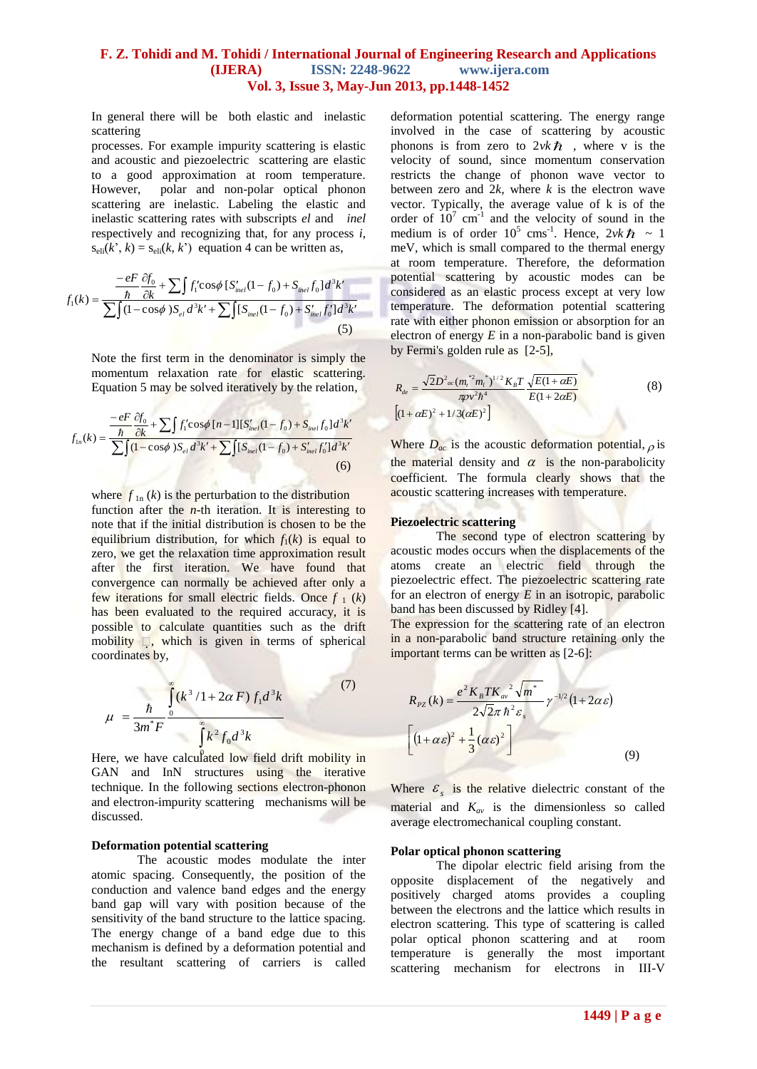In general there will be both elastic and inelastic scattering processes. For example impurity scattering is elastic and acoustic and piezoelectric scattering are elastic to a good approximation at room temperature. However, polar and non-polar optical phonon scattering are inelastic. Labeling the elastic and inelastic scattering rates with subscripts *el* and *inel* respectively and recognizing that, for any process *i*, $s_{eli}(k', k) = s_{eli}(k, k')$ equation 4 can be written as,

$$f_1(k) = \frac{\dfrac{-eF}{\hbar}\dfrac{\partial f_0}{\partial k} + \sum \int f_1' \cos\phi \,[S'_{inel}(1-f_0) + S_{inel} f_0]\, d^3k'}{\sum \int (1-\cos\phi) S_{el}\, d^3k' + \sum \int [S_{inel}(1-f_0) + S'_{inel} f_0']\, d^3k'} \quad (5)$$

Note the first term in the denominator is simply the momentum relaxation rate for elastic scattering. Equation 5 may be solved iteratively by the relation,

$$f_{1n}(k) = \frac{\dfrac{-eF}{\hbar}\dfrac{\partial f_0}{\partial k} + \sum \int f_1' \cos\phi\,[n-1][S'_{inel}(1-f_0) + S_{inel} f_0]\, d^3k'}{\sum \int (1-\cos\phi) S_{el}\, d^3k' + \sum \int [S_{inel}(1-f_0) + S'_{inel} f_0']\, d^3k'} \quad (6)$$

where $f_{1n}(k)$ is the perturbation to the distribution function after the *n*-th iteration. It is interesting to note that if the initial distribution is chosen to be the equilibrium distribution, for which $f_1(k)$ is equal to zero, we get the relaxation time approximation result after the first iteration. We have found that convergence can normally be achieved after only a few iterations for small electric fields. Once $f_1(k)$ has been evaluated to the required accuracy, it is possible to calculate quantities such as the drift mobility $\mu$, which is given in terms of spherical coordinates by,

$$\mu = \frac{\hbar}{3m^* F} \frac{\int_0^\infty (k^3/1+2\alpha F)\, f_1 d^3k}{\int_0^\infty k^2 f_0 d^3k} \quad (7)$$

Here, we have calculated low field drift mobility in GAN and InN structures using the iterative technique. In the following sections electron-phonon and electron-impurity scattering mechanisms will be discussed.

**Deformation potential scattering**

The acoustic modes modulate the inter atomic spacing. Consequently, the position of the conduction and valence band edges and the energy band gap will vary with position because of the sensitivity of the band structure to the lattice spacing. The energy change of a band edge due to this mechanism is defined by a deformation potential and the resultant scattering of carriers is called deformation potential scattering. The energy range involved in the case of scattering by acoustic phonons is from zero to $2vk\hbar$, where $v$ is the velocity of sound, since momentum conservation restricts the change of phonon wave vector to between zero and $2k$, where $k$ is the electron wave vector. Typically, the average value of k is of the order of $10^7$ cm$^{-1}$ and the velocity of sound in the medium is of order $10^5$ cms$^{-1}$. Hence, $2vk\hbar \sim 1$ meV, which is small compared to the thermal energy at room temperature. Therefore, the deformation potential scattering by acoustic modes can be considered as an elastic process except at very low temperature. The deformation potential scattering rate with either phonon emission or absorption for an electron of energy $E$ in a non-parabolic band is given by Fermi's golden rule as [2-5],

$$R_{de} = \frac{\sqrt{2} D^2_{ac} (m_t^{*2} m_l^*)^{1/2} K_B T}{\pi \rho v^2 \hbar^4} \frac{\sqrt{E(1+\alpha E)}}{E(1+2\alpha E)} \left[(1+\alpha E)^2 + 1/3(\alpha E)^2\right] \quad (8)$$

Where $D_{ac}$ is the acoustic deformation potential, $\rho$ is the material density and $\alpha$ is the non-parabolicity coefficient. The formula clearly shows that the acoustic scattering increases with temperature.

**Piezoelectric scattering**

The second type of electron scattering by acoustic modes occurs when the displacements of the atoms create an electric field through the piezoelectric effect. The piezoelectric scattering rate for an electron of energy $E$ in an isotropic, parabolic band has been discussed by Ridley [4].

The expression for the scattering rate of an electron in a non-parabolic band structure retaining only the important terms can be written as [2-6]:

$$R_{PZ}(k) = \frac{e^2 K_B T K_{av}^2 \sqrt{m^*}}{2\sqrt{2}\pi \hbar^2 \varepsilon_s} \gamma^{-1/2}(1+2\alpha\varepsilon) \left[(1+\alpha\varepsilon)^2 + \frac{1}{3}(\alpha\varepsilon)^2\right] \quad (9)$$

Where $\varepsilon_s$ is the relative dielectric constant of the material and $K_{av}$ is the dimensionless so called average electromechanical coupling constant.

**Polar optical phonon scattering**

The dipolar electric field arising from the opposite displacement of the negatively and positively charged atoms provides a coupling between the electrons and the lattice which results in electron scattering. This type of scattering is called polar optical phonon scattering and at room temperature is generally the most important scattering mechanism for electrons in III-V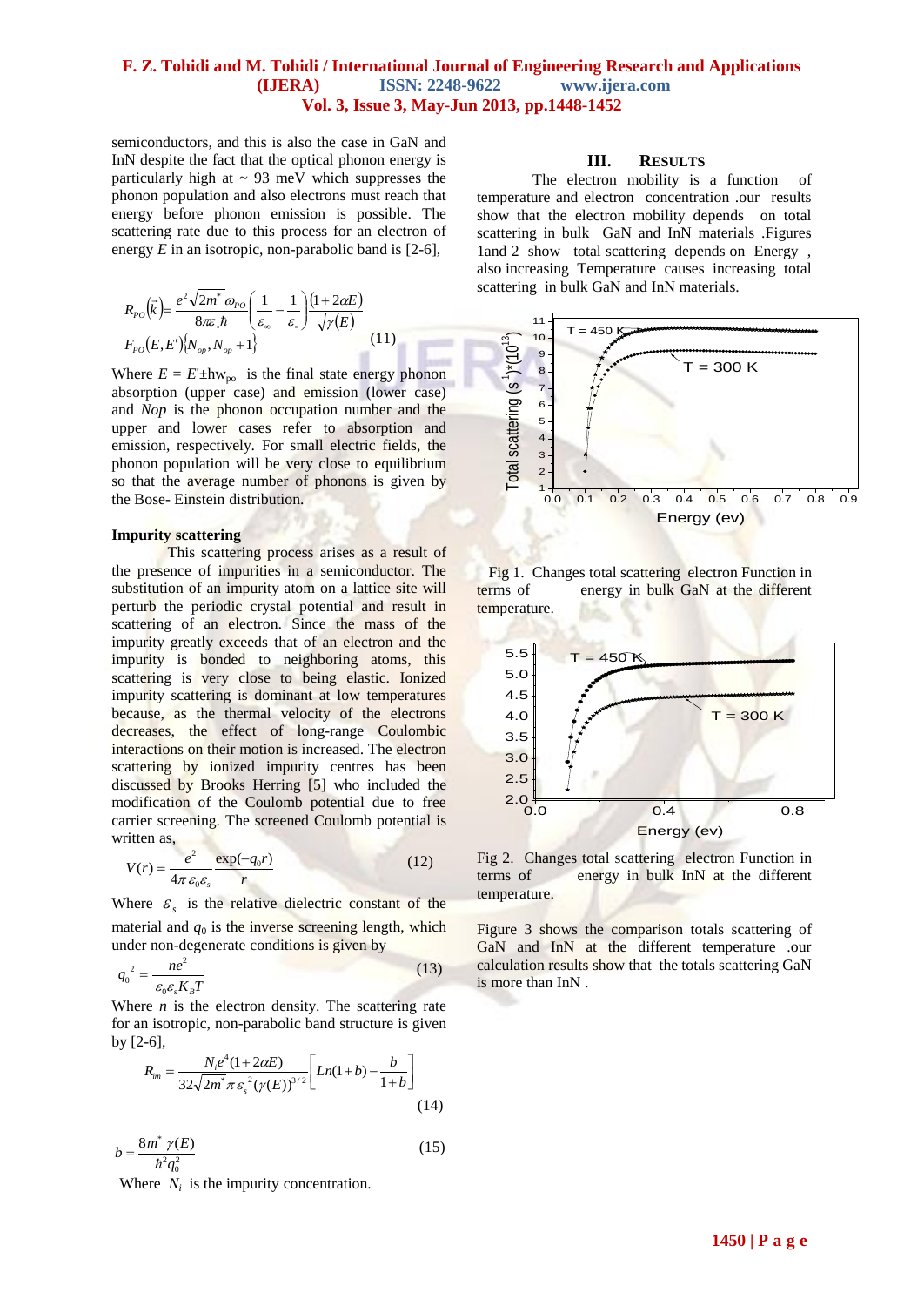semiconductors, and this is also the case in GaN and InN despite the fact that the optical phonon energy is particularly high at ~ 93 meV which suppresses the phonon population and also electrons must reach that energy before phonon emission is possible. The scattering rate due to this process for an electron of energy $E$ in an isotropic, non-parabolic band is [2-6],

$$R_{PO}(\vec{k}) = \frac{e^2\sqrt{2m^*}\,\omega_{PO}}{8\pi\varepsilon_0\hbar}\left(\frac{1}{\varepsilon_\infty}-\frac{1}{\varepsilon_s}\right)\frac{(1+2\alpha E)}{\sqrt{\gamma(E)}} F_{PO}(E,E')\{N_{op}, N_{op}+1\} \quad (11)$$

Where $E = E' \pm \hbar w_{po}$ is the final state energy phonon absorption (upper case) and emission (lower case) and $Nop$ is the phonon occupation number and the upper and lower cases refer to absorption and emission, respectively. For small electric fields, the phonon population will be very close to equilibrium so that the average number of phonons is given by the Bose- Einstein distribution.

**Impurity scattering**

This scattering process arises as a result of the presence of impurities in a semiconductor. The substitution of an impurity atom on a lattice site will perturb the periodic crystal potential and result in scattering of an electron. Since the mass of the impurity greatly exceeds that of an electron and the impurity is bonded to neighboring atoms, this scattering is very close to being elastic. Ionized impurity scattering is dominant at low temperatures because, as the thermal velocity of the electrons decreases, the effect of long-range Coulombic interactions on their motion is increased. The electron scattering by ionized impurity centres has been discussed by Brooks Herring [5] who included the modification of the Coulomb potential due to free carrier screening. The screened Coulomb potential is written as,

$$V(r) = \frac{e^2}{4\pi\varepsilon_0\varepsilon_s}\frac{\exp(-q_0 r)}{r} \quad (12)$$

Where $\varepsilon_s$ is the relative dielectric constant of the material and $q_0$ is the inverse screening length, which under non-degenerate conditions is given by

$$q_0^{\,2} = \frac{ne^2}{\varepsilon_0\varepsilon_s K_B T} \quad (13)$$

Where $n$ is the electron density. The scattering rate for an isotropic, non-parabolic band structure is given by [2-6],

$$R_{im} = \frac{N_i e^4(1+2\alpha E)}{32\sqrt{2m^*}\,\pi\varepsilon_s^{\,2}(\gamma(E))^{3/2}}\left[Ln(1+b) - \frac{b}{1+b}\right] \quad (14)$$

$$b = \frac{8m^*\,\gamma(E)}{\hbar^2 q_0^2} \quad (15)$$

Where $N_i$ is the impurity concentration.

## III. Results

The electron mobility is a function of temperature and electron concentration .our results show that the electron mobility depends on total scattering in bulk GaN and InN materials .Figures 1and 2 show total scattering depends on Energy , also increasing Temperature causes increasing total scattering in bulk GaN and InN materials.

Fig 1. Changes total scattering electron Function in terms of energy in bulk GaN at the different temperature.

Fig 2. Changes total scattering electron Function in terms of energy in bulk InN at the different temperature.

Figure 3 shows the comparison totals scattering of GaN and InN at the different temperature .our calculation results show that the totals scattering GaN is more than InN .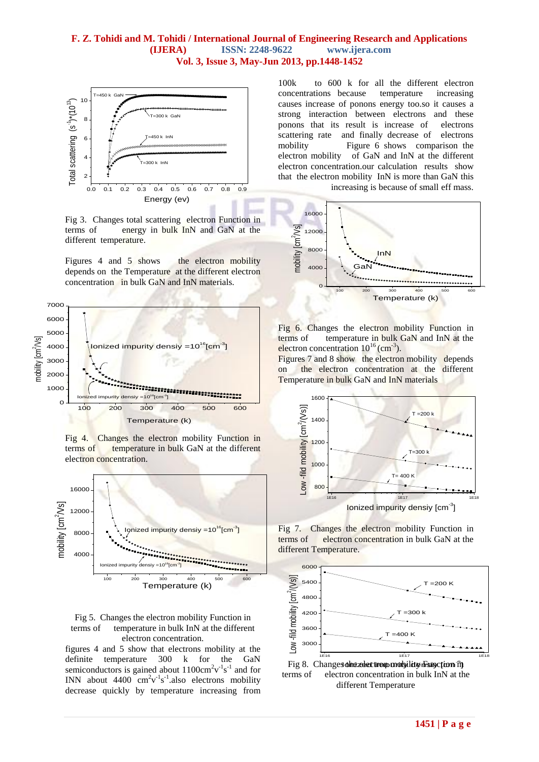Fig 3. Changes total scattering electron Function in terms of energy in bulk InN and GaN at the different temperature.

Figures 4 and 5 shows the electron mobility depends on the Temperature at the different electron concentration in bulk GaN and InN materials.

Fig 4. Changes the electron mobility Function in terms of temperature in bulk GaN at the different electron concentration.

Fig 5. Changes the electron mobility Function in terms of temperature in bulk InN at the different electron concentration.

figures 4 and 5 show that electrons mobility at the definite temperature 300 k for the GaN semiconductors is gained about $1100 cm^2 v^{-1} s^{-1}$ and for INN about $4400\ cm^2 v^{-1} s^{-1}$.also electrons mobility decrease quickly by temperature increasing from 100k to 600 k for all the different electron concentrations because temperature increasing causes increase of ponons energy too.so it causes a strong interaction between electrons and these ponons that its result is increase of electrons scattering rate and finally decrease of electrons mobility Figure 6 shows comparison the electron mobility of GaN and InN at the different electron concentration.our calculation results show that the electron mobility InN is more than GaN this increasing is because of small eff mass.

Fig 6. Changes the electron mobility Function in terms of temperature in bulk GaN and InN at the electron concentration $10^{16}$ $(cm^{-3})$.

Figures 7 and 8 show the electron mobility depends on the electron concentration at the different Temperature in bulk GaN and InN materials

Fig 7. Changes the electron mobility Function in terms of electron concentration in bulk GaN at the different Temperature.

Fig 8. Changes the electron mobility Function in terms of electron concentration in bulk InN at the different Temperature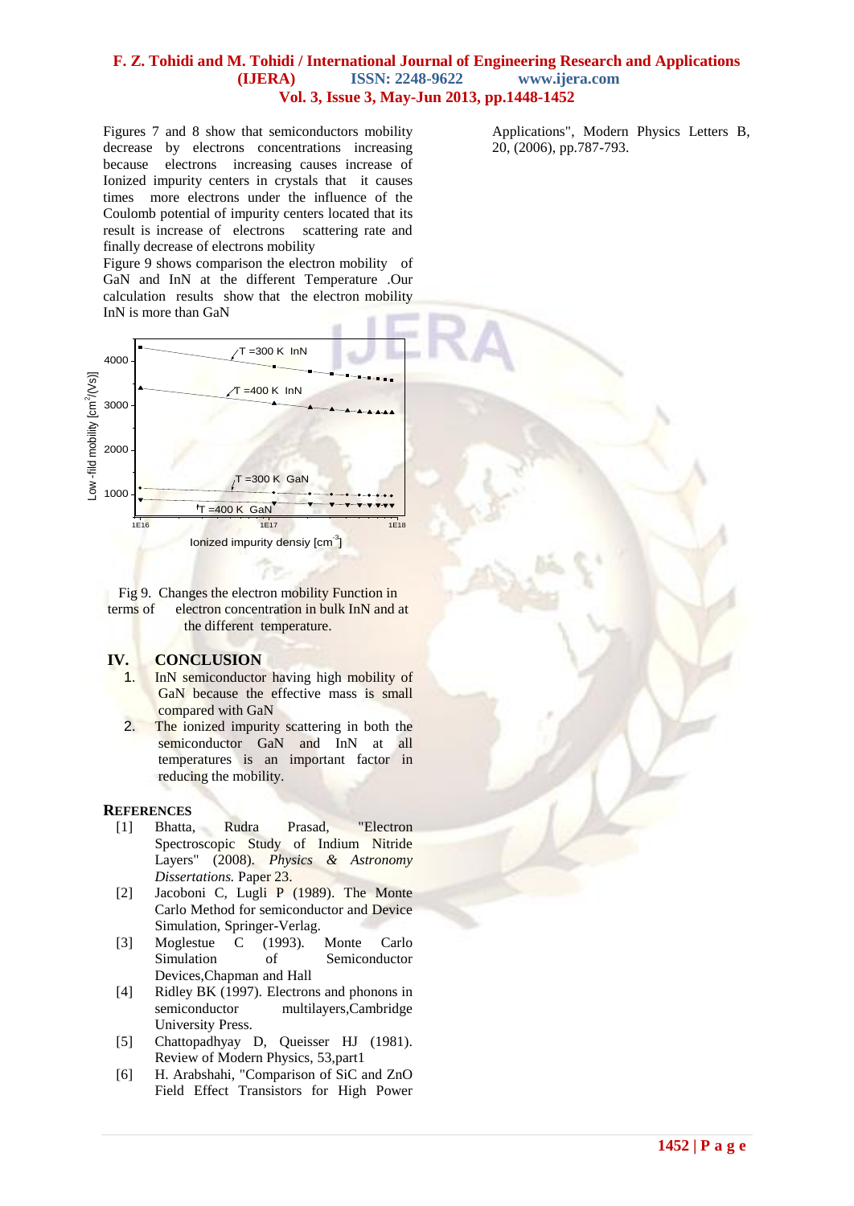Figures 7 and 8 show that semiconductors mobility decrease by electrons concentrations increasing because electrons increasing causes increase of Ionized impurity centers in crystals that it causes times more electrons under the influence of the Coulomb potential of impurity centers located that its result is increase of electrons scattering rate and finally decrease of electrons mobility

Figure 9 shows comparison the electron mobility of GaN and InN at the different Temperature .Our calculation results show that the electron mobility InN is more than GaN

Low-fild mobility [$cm^2/(Vs)$]

4000
3000
2000
1000

T =300 K InN
T =400 K InN
T =300 K GaN
T =400 K GaN

1E16
1E17
1E18

Ionized impurity densiy [$cm^{-3}$]

Fig 9. Changes the electron mobility Function in terms of electron concentration in bulk InN and at the different temperature.

## IV. CONCLUSION

1. InN semiconductor having high mobility of GaN because the effective mass is small compared with GaN
2. The ionized impurity scattering in both the semiconductor GaN and InN at all temperatures is an important factor in reducing the mobility.

## REFERENCES

[1] Bhatta, Rudra Prasad, "Electron Spectroscopic Study of Indium Nitride Layers" (2008). *Physics & Astronomy Dissertations.* Paper 23.

[2] Jacoboni C, Lugli P (1989). The Monte Carlo Method for semiconductor and Device Simulation, Springer-Verlag.

[3] Moglestue C (1993). Monte Carlo Simulation of Semiconductor Devices,Chapman and Hall

[4] Ridley BK (1997). Electrons and phonons in semiconductor multilayers,Cambridge University Press.

[5] Chattopadhyay D, Queisser HJ (1981). Review of Modern Physics, 53,part1

[6] H. Arabshahi, "Comparison of SiC and ZnO Field Effect Transistors for High Power Applications", Modern Physics Letters B, 20, (2006), pp.787-793.